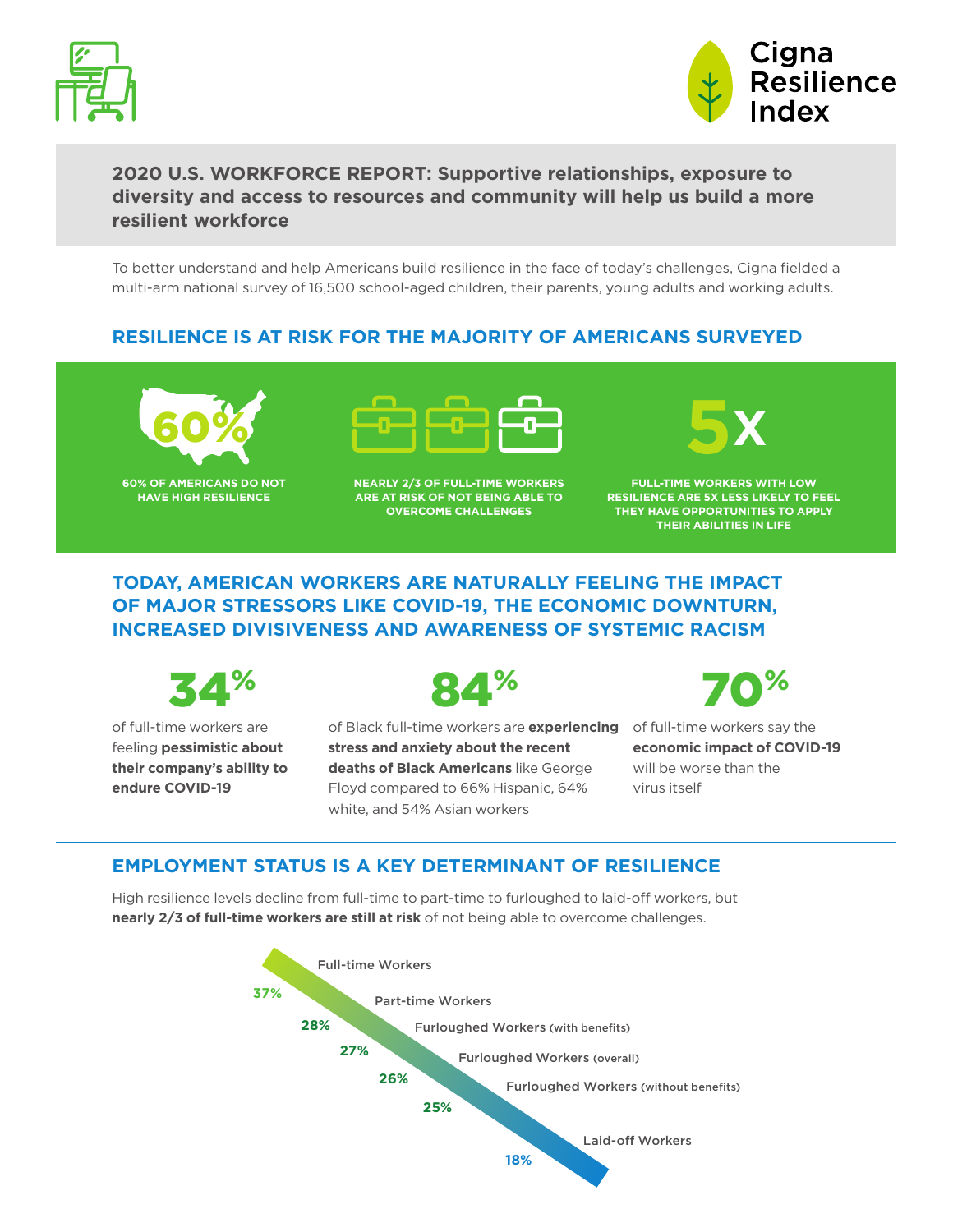Cigna Resilience Index

# 2020 U.S. WORKFORCE REPORT: Supportive relationships, exposure to diversity and access to resources and community will help us build a more resilient workforce

To better understand and help Americans build resilience in the face of today's challenges, Cigna fielded a multi-arm national survey of 16,500 school-aged children, their parents, young adults and working adults.

## RESILIENCE IS AT RISK FOR THE MAJORITY OF AMERICANS SURVEYED

**60%**

60% OF AMERICANS DO NOT HAVE HIGH RESILIENCE

NEARLY 2/3 OF FULL-TIME WORKERS ARE AT RISK OF NOT BEING ABLE TO OVERCOME CHALLENGES

**5X**

FULL-TIME WORKERS WITH LOW RESILIENCE ARE 5X LESS LIKELY TO FEEL THEY HAVE OPPORTUNITIES TO APPLY THEIR ABILITIES IN LIFE

## TODAY, AMERICAN WORKERS ARE NATURALLY FEELING THE IMPACT OF MAJOR STRESSORS LIKE COVID-19, THE ECONOMIC DOWNTURN, INCREASED DIVISIVENESS AND AWARENESS OF SYSTEMIC RACISM

**34%**

of full-time workers are feeling **pessimistic about their company's ability to endure COVID-19**

**84%**

of Black full-time workers are **experiencing stress and anxiety about the recent deaths of Black Americans** like George Floyd compared to 66% Hispanic, 64% white, and 54% Asian workers

**70%**

of full-time workers say the **economic impact of COVID-19** will be worse than the virus itself

## EMPLOYMENT STATUS IS A KEY DETERMINANT OF RESILIENCE

High resilience levels decline from full-time to part-time to furloughed to laid-off workers, but **nearly 2/3 of full-time workers are still at risk** of not being able to overcome challenges.

| Group | High resilience |
| --- | --- |
| Full-time Workers | 37% |
| Part-time Workers | 28% |
| Furloughed Workers (with benefits) | 27% |
| Furloughed Workers (overall) | 26% |
| Furloughed Workers (without benefits) | 25% |
| Laid-off Workers | 18% |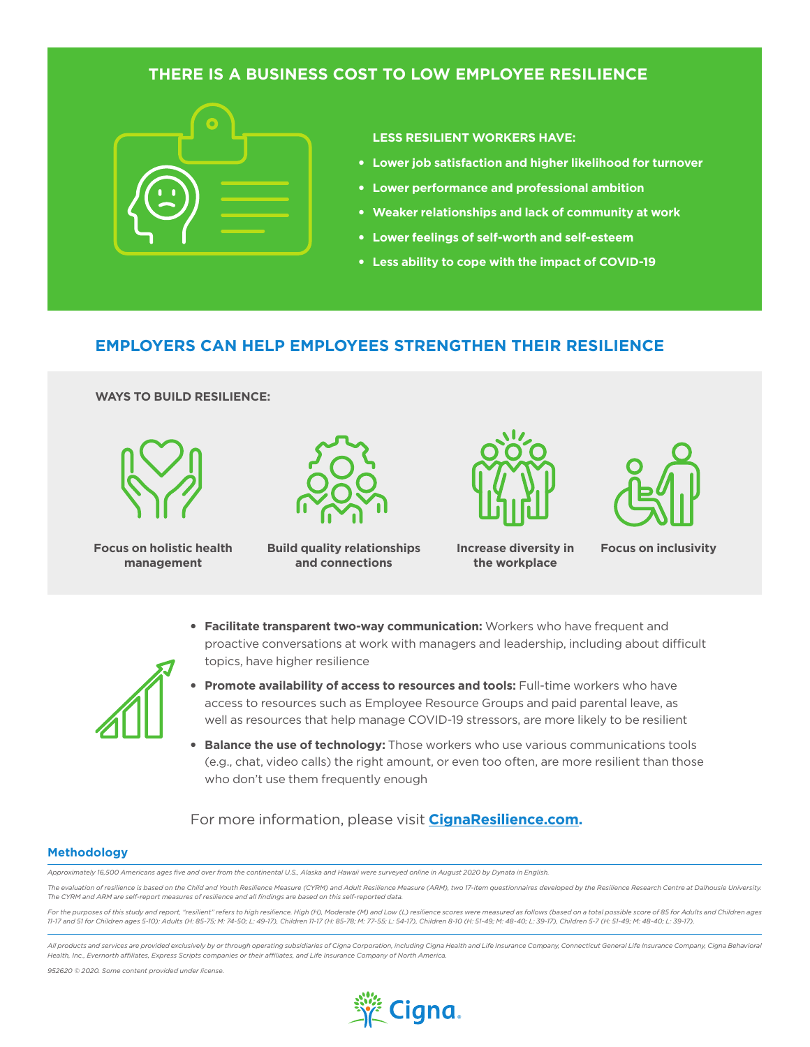## THERE IS A BUSINESS COST TO LOW EMPLOYEE RESILIENCE

**LESS RESILIENT WORKERS HAVE:**

- **Lower job satisfaction and higher likelihood for turnover**
- **Lower performance and professional ambition**
- **Weaker relationships and lack of community at work**
- **Lower feelings of self-worth and self-esteem**
- **Less ability to cope with the impact of COVID-19**

## EMPLOYERS CAN HELP EMPLOYEES STRENGTHEN THEIR RESILIENCE

**WAYS TO BUILD RESILIENCE:**

**Focus on holistic health management**

**Build quality relationships and connections**

**Increase diversity in the workplace**

**Focus on inclusivity**

- **Facilitate transparent two-way communication:** Workers who have frequent and proactive conversations at work with managers and leadership, including about difficult topics, have higher resilience
- **Promote availability of access to resources and tools:** Full-time workers who have access to resources such as Employee Resource Groups and paid parental leave, as well as resources that help manage COVID-19 stressors, are more likely to be resilient
- **Balance the use of technology:** Those workers who use various communications tools (e.g., chat, video calls) the right amount, or even too often, are more resilient than those who don't use them frequently enough

For more information, please visit **CignaResilience.com.**

### Methodology

*Approximately 16,500 Americans ages five and over from the continental U.S., Alaska and Hawaii were surveyed online in August 2020 by Dynata in English.*

*The evaluation of resilience is based on the Child and Youth Resilience Measure (CYRM) and Adult Resilience Measure (ARM), two 17-item questionnaires developed by the Resilience Research Centre at Dalhousie University. The CYRM and ARM are self-report measures of resilience and all findings are based on this self-reported data.*

*For the purposes of this study and report, "resilient" refers to high resilience. High (H), Moderate (M) and Low (L) resilience scores were measured as follows (based on a total possible score of 85 for Adults and Children ages 11-17 and 51 for Children ages 5-10): Adults (H: 85-75; M: 74-50; L: 49-17), Children 11-17 (H: 85-78; M: 77-55; L: 54-17), Children 8-10 (H: 51-49; M: 48-40; L: 39-17), Children 5-7 (H: 51-49; M: 48-40; L: 39-17).*

*All products and services are provided exclusively by or through operating subsidiaries of Cigna Corporation, including Cigna Health and Life Insurance Company, Connecticut General Life Insurance Company, Cigna Behavioral Health, Inc., Evernorth affiliates, Express Scripts companies or their affiliates, and Life Insurance Company of North America.*

*952620 © 2020. Some content provided under license.*

Cigna.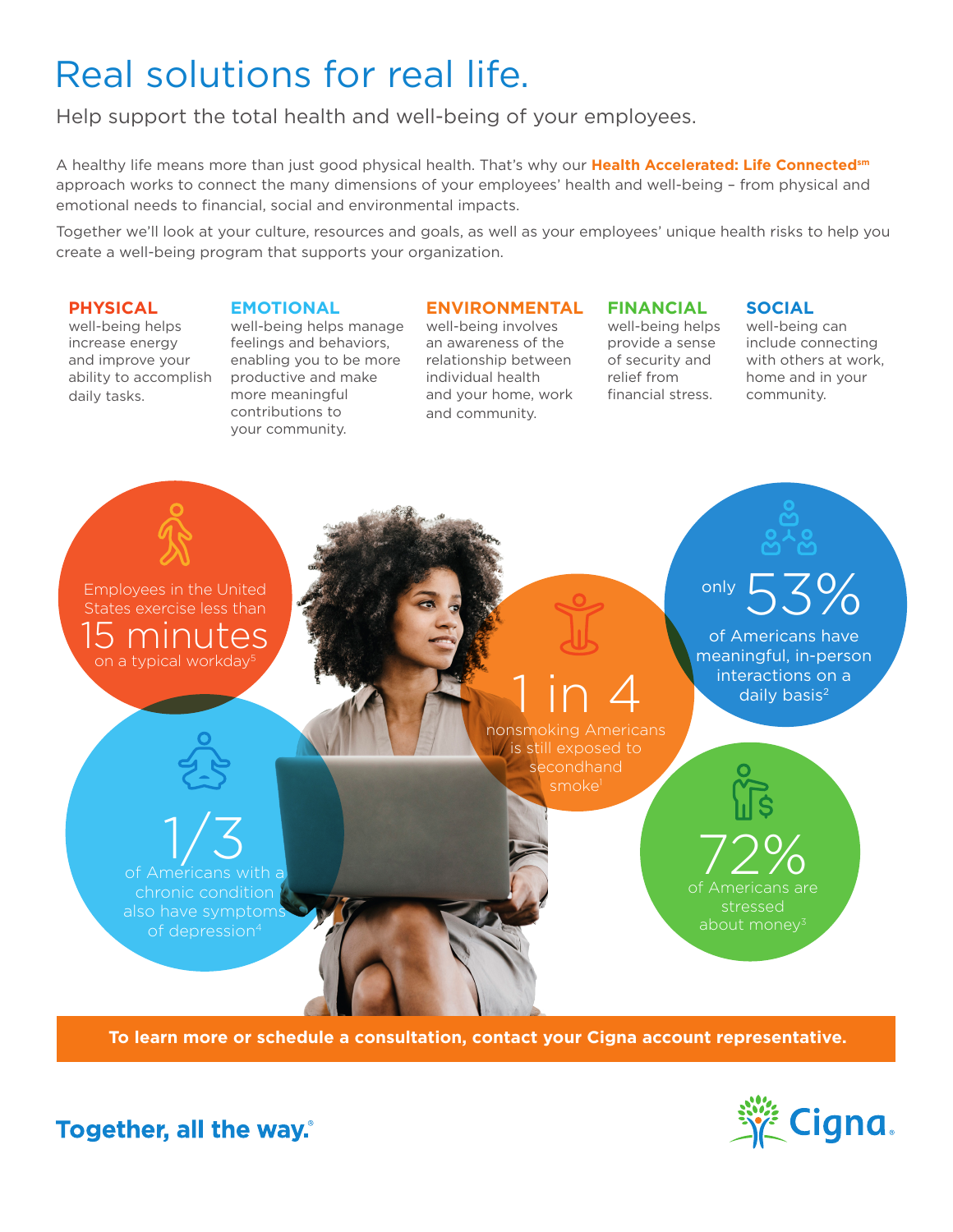# Real solutions for real life.

Help support the total health and well-being of your employees.

A healthy life means more than just good physical health. That's why our **Health Accelerated: Life Connected**℠ approach works to connect the many dimensions of your employees' health and well-being – from physical and emotional needs to financial, social and environmental impacts.

Together we'll look at your culture, resources and goals, as well as your employees' unique health risks to help you create a well-being program that supports your organization.

**PHYSICAL** well-being helps increase energy and improve your ability to accomplish daily tasks.

**EMOTIONAL** well-being helps manage feelings and behaviors, enabling you to be more productive and make more meaningful contributions to your community.

**ENVIRONMENTAL** well-being involves an awareness of the relationship between individual health and your home, work and community.

**FINANCIAL** well-being helps provide a sense of security and relief from financial stress.

**SOCIAL** well-being can include connecting with others at work, home and in your community.

Employees in the United States exercise less than **15 minutes** on a typical workday[5]

**1/3** of Americans with a chronic condition also have symptoms of depression[4]

**1 in 4** nonsmoking Americans is still exposed to secondhand smoke[1]

only **53%** of Americans have meaningful, in-person interactions on a daily basis[2]

**72%** of Americans are stressed about money[3]

**To learn more or schedule a consultation, contact your Cigna account representative.**

**Together, all the way.**®

Cigna.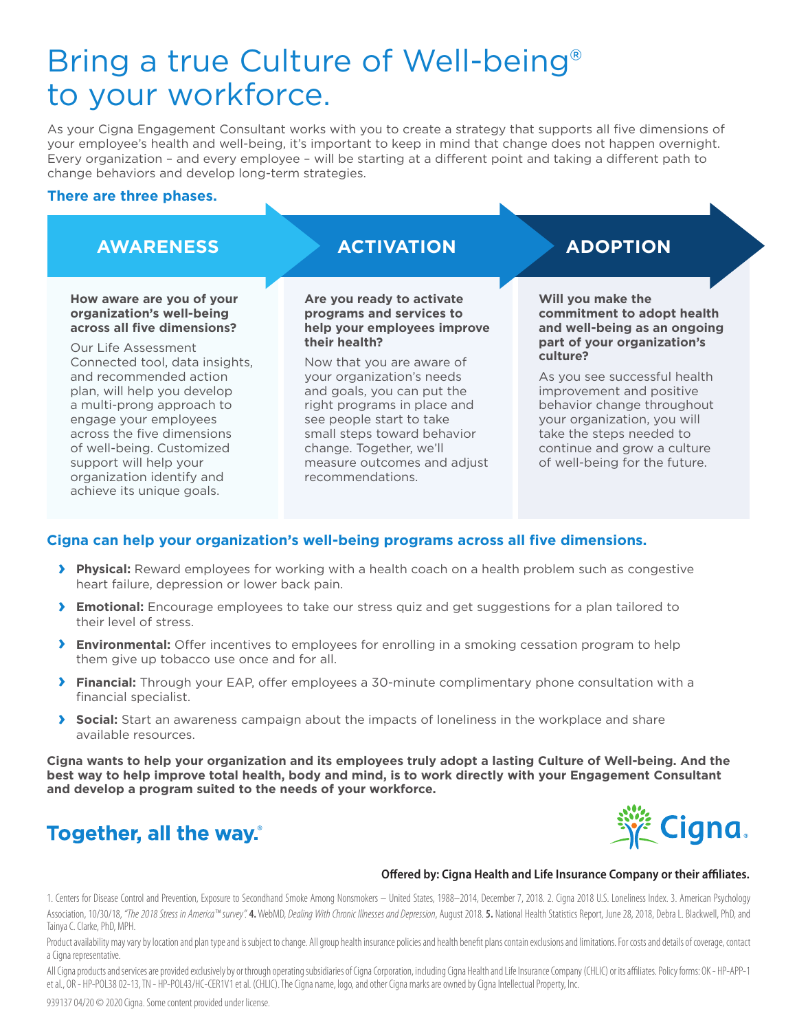# Bring a true Culture of Well-being® to your workforce.

As your Cigna Engagement Consultant works with you to create a strategy that supports all five dimensions of your employee's health and well-being, it's important to keep in mind that change does not happen overnight. Every organization – and every employee – will be starting at a different point and taking a different path to change behaviors and develop long-term strategies.

**There are three phases.**

## AWARENESS

**How aware are you of your organization's well-being across all five dimensions?**

Our Life Assessment Connected tool, data insights, and recommended action plan, will help you develop a multi-prong approach to engage your employees across the five dimensions of well-being. Customized support will help your organization identify and achieve its unique goals.

## ACTIVATION

**Are you ready to activate programs and services to help your employees improve their health?**

Now that you are aware of your organization's needs and goals, you can put the right programs in place and see people start to take small steps toward behavior change. Together, we'll measure outcomes and adjust recommendations.

## ADOPTION

**Will you make the commitment to adopt health and well-being as an ongoing part of your organization's culture?**

As you see successful health improvement and positive behavior change throughout your organization, you will take the steps needed to continue and grow a culture of well-being for the future.

## Cigna can help your organization's well-being programs across all five dimensions.

- **Physical:** Reward employees for working with a health coach on a health problem such as congestive heart failure, depression or lower back pain.
- **Emotional:** Encourage employees to take our stress quiz and get suggestions for a plan tailored to their level of stress.
- **Environmental:** Offer incentives to employees for enrolling in a smoking cessation program to help them give up tobacco use once and for all.
- **Financial:** Through your EAP, offer employees a 30-minute complimentary phone consultation with a financial specialist.
- **Social:** Start an awareness campaign about the impacts of loneliness in the workplace and share available resources.

**Cigna wants to help your organization and its employees truly adopt a lasting Culture of Well-being. And the best way to help improve total health, body and mind, is to work directly with your Engagement Consultant and develop a program suited to the needs of your workforce.**

**Together, all the way.®**

Cigna

**Offered by: Cigna Health and Life Insurance Company or their affiliates.**

1. Centers for Disease Control and Prevention, Exposure to Secondhand Smoke Among Nonsmokers – United States, 1988–2014, December 7, 2018. 2. Cigna 2018 U.S. Loneliness Index. 3. American Psychology Association, 10/30/18, *"The 2018 Stress in America™ survey"*. **4.** WebMD, *Dealing With Chronic Illnesses and Depression*, August 2018. **5.** National Health Statistics Report, June 28, 2018, Debra L. Blackwell, PhD, and Tainya C. Clarke, PhD, MPH.

Product availability may vary by location and plan type and is subject to change. All group health insurance policies and health benefit plans contain exclusions and limitations. For costs and details of coverage, contact a Cigna representative.

All Cigna products and services are provided exclusively by or through operating subsidiaries of Cigna Corporation, including Cigna Health and Life Insurance Company (CHLIC) or its affiliates. Policy forms: OK - HP-APP-1 et al., OR - HP-POL38 02-13, TN - HP-POL43/HC-CER1V1 et al. (CHLIC). The Cigna name, logo, and other Cigna marks are owned by Cigna Intellectual Property, Inc.

939137 04/20 © 2020 Cigna. Some content provided under license.